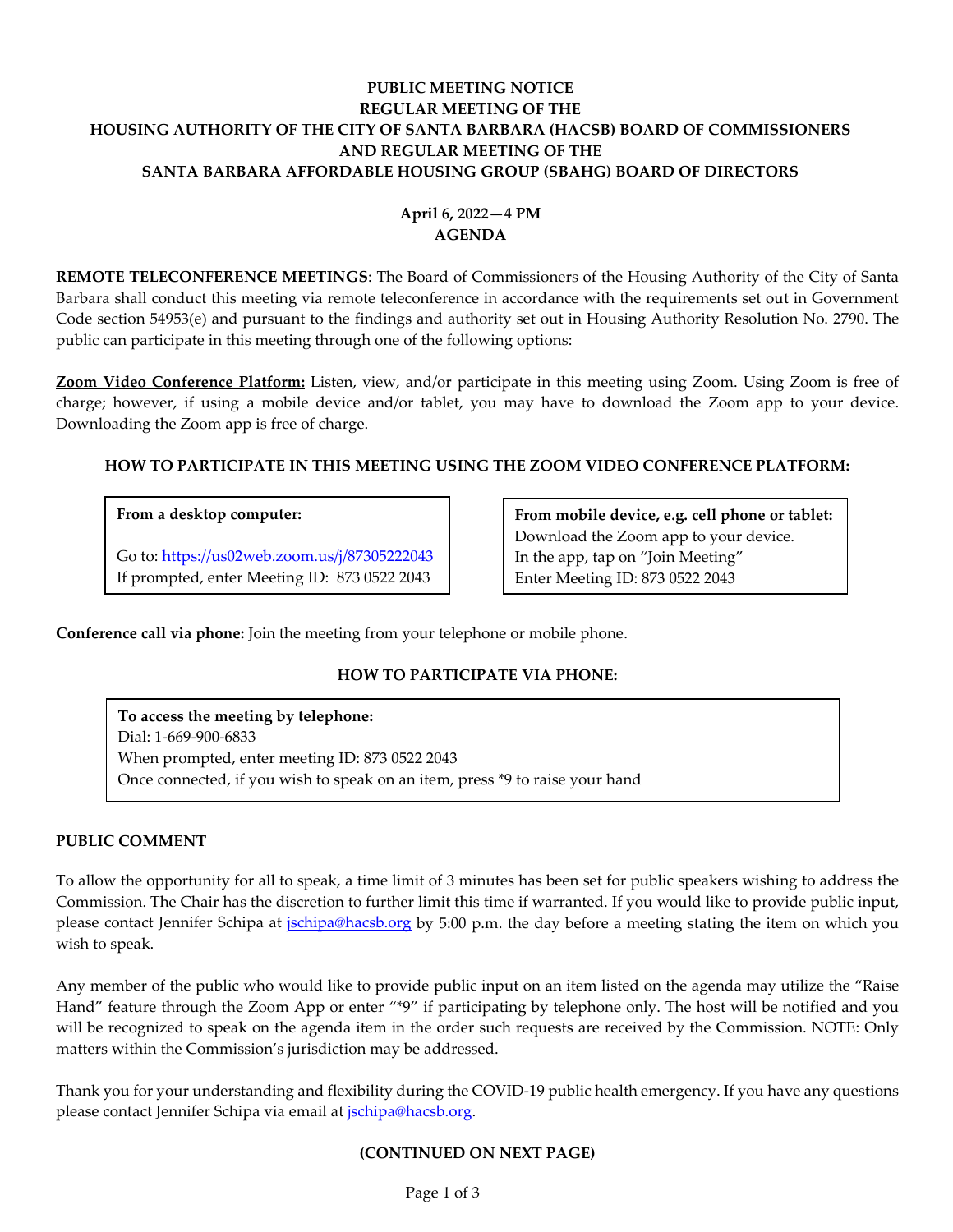# PUBLIC MEETING NOTICE
## REGULAR MEETING OF THE
## HOUSING AUTHORITY OF THE CITY OF SANTA BARBARA (HACSB) BOARD OF COMMISSIONERS
## AND REGULAR MEETING OF THE
## SANTA BARBARA AFFORDABLE HOUSING GROUP (SBAHG) BOARD OF DIRECTORS

**April 6, 2022—4 PM**
**AGENDA**

**REMOTE TELECONFERENCE MEETINGS**: The Board of Commissioners of the Housing Authority of the City of Santa Barbara shall conduct this meeting via remote teleconference in accordance with the requirements set out in Government Code section 54953(e) and pursuant to the findings and authority set out in Housing Authority Resolution No. 2790. The public can participate in this meeting through one of the following options:

**Zoom Video Conference Platform:** Listen, view, and/or participate in this meeting using Zoom. Using Zoom is free of charge; however, if using a mobile device and/or tablet, you may have to download the Zoom app to your device. Downloading the Zoom app is free of charge.

### HOW TO PARTICIPATE IN THIS MEETING USING THE ZOOM VIDEO CONFERENCE PLATFORM:

**From a desktop computer:**

Go to: https://us02web.zoom.us/j/87305222043
If prompted, enter Meeting ID: 873 0522 2043

**From mobile device, e.g. cell phone or tablet:**
Download the Zoom app to your device.
In the app, tap on "Join Meeting"
Enter Meeting ID: 873 0522 2043

**Conference call via phone:** Join the meeting from your telephone or mobile phone.

### HOW TO PARTICIPATE VIA PHONE:

**To access the meeting by telephone:**
Dial: 1-669-900-6833
When prompted, enter meeting ID: 873 0522 2043
Once connected, if you wish to speak on an item, press *9 to raise your hand

### PUBLIC COMMENT

To allow the opportunity for all to speak, a time limit of 3 minutes has been set for public speakers wishing to address the Commission. The Chair has the discretion to further limit this time if warranted. If you would like to provide public input, please contact Jennifer Schipa at jschipa@hacsb.org by 5:00 p.m. the day before a meeting stating the item on which you wish to speak.

Any member of the public who would like to provide public input on an item listed on the agenda may utilize the "Raise Hand" feature through the Zoom App or enter "*9" if participating by telephone only. The host will be notified and you will be recognized to speak on the agenda item in the order such requests are received by the Commission. NOTE: Only matters within the Commission's jurisdiction may be addressed.

Thank you for your understanding and flexibility during the COVID-19 public health emergency. If you have any questions please contact Jennifer Schipa via email at jschipa@hacsb.org.

**(CONTINUED ON NEXT PAGE)**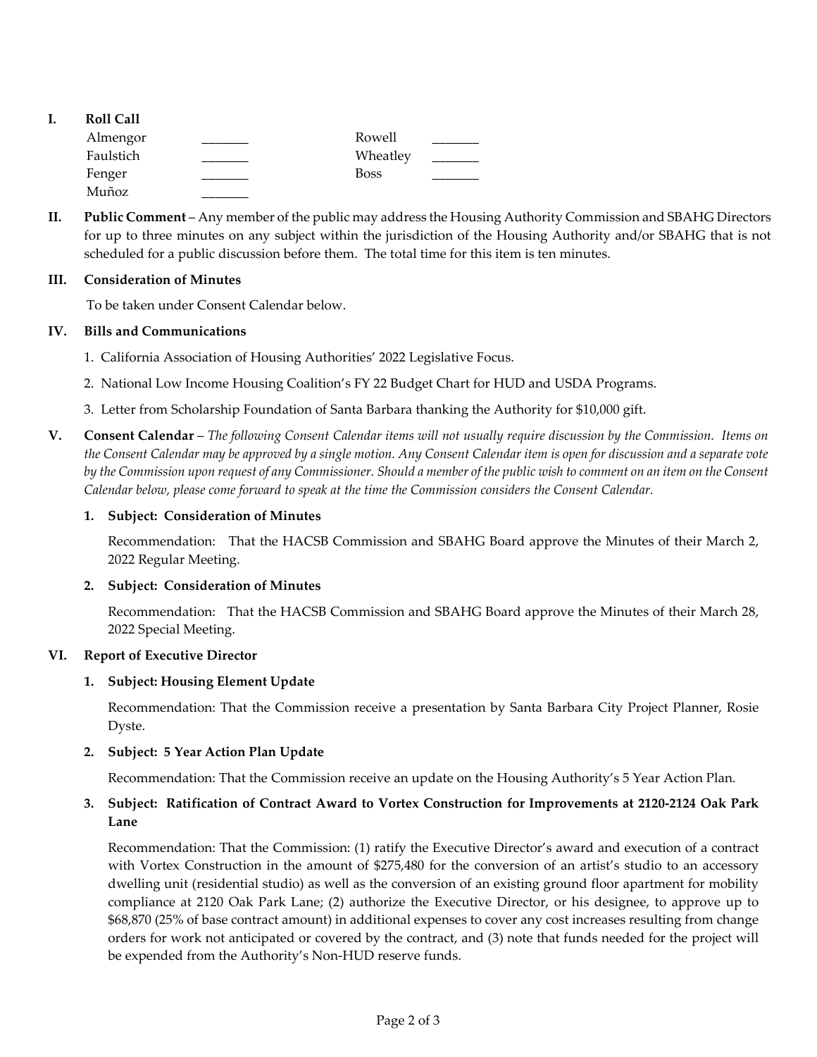**I. Roll Call**

| | | | |
|---|---|---|---|
| Almengor | _______ | Rowell | _______ |
| Faulstich | _______ | Wheatley | _______ |
| Fenger | _______ | Boss | _______ |
| Muñoz | _______ | | |

**II. Public Comment** – Any member of the public may address the Housing Authority Commission and SBAHG Directors for up to three minutes on any subject within the jurisdiction of the Housing Authority and/or SBAHG that is not scheduled for a public discussion before them. The total time for this item is ten minutes.

**III. Consideration of Minutes**

To be taken under Consent Calendar below.

**IV. Bills and Communications**

1. California Association of Housing Authorities' 2022 Legislative Focus.
2. National Low Income Housing Coalition's FY 22 Budget Chart for HUD and USDA Programs.
3. Letter from Scholarship Foundation of Santa Barbara thanking the Authority for $10,000 gift.

**V. Consent Calendar** – *The following Consent Calendar items will not usually require discussion by the Commission. Items on the Consent Calendar may be approved by a single motion. Any Consent Calendar item is open for discussion and a separate vote by the Commission upon request of any Commissioner. Should a member of the public wish to comment on an item on the Consent Calendar below, please come forward to speak at the time the Commission considers the Consent Calendar.*

**1. Subject: Consideration of Minutes**

Recommendation: That the HACSB Commission and SBAHG Board approve the Minutes of their March 2, 2022 Regular Meeting.

**2. Subject: Consideration of Minutes**

Recommendation: That the HACSB Commission and SBAHG Board approve the Minutes of their March 28, 2022 Special Meeting.

**VI. Report of Executive Director**

**1. Subject: Housing Element Update**

Recommendation: That the Commission receive a presentation by Santa Barbara City Project Planner, Rosie Dyste.

**2. Subject: 5 Year Action Plan Update**

Recommendation: That the Commission receive an update on the Housing Authority's 5 Year Action Plan.

**3. Subject: Ratification of Contract Award to Vortex Construction for Improvements at 2120-2124 Oak Park Lane**

Recommendation: That the Commission: (1) ratify the Executive Director's award and execution of a contract with Vortex Construction in the amount of $275,480 for the conversion of an artist's studio to an accessory dwelling unit (residential studio) as well as the conversion of an existing ground floor apartment for mobility compliance at 2120 Oak Park Lane; (2) authorize the Executive Director, or his designee, to approve up to $68,870 (25% of base contract amount) in additional expenses to cover any cost increases resulting from change orders for work not anticipated or covered by the contract, and (3) note that funds needed for the project will be expended from the Authority's Non-HUD reserve funds.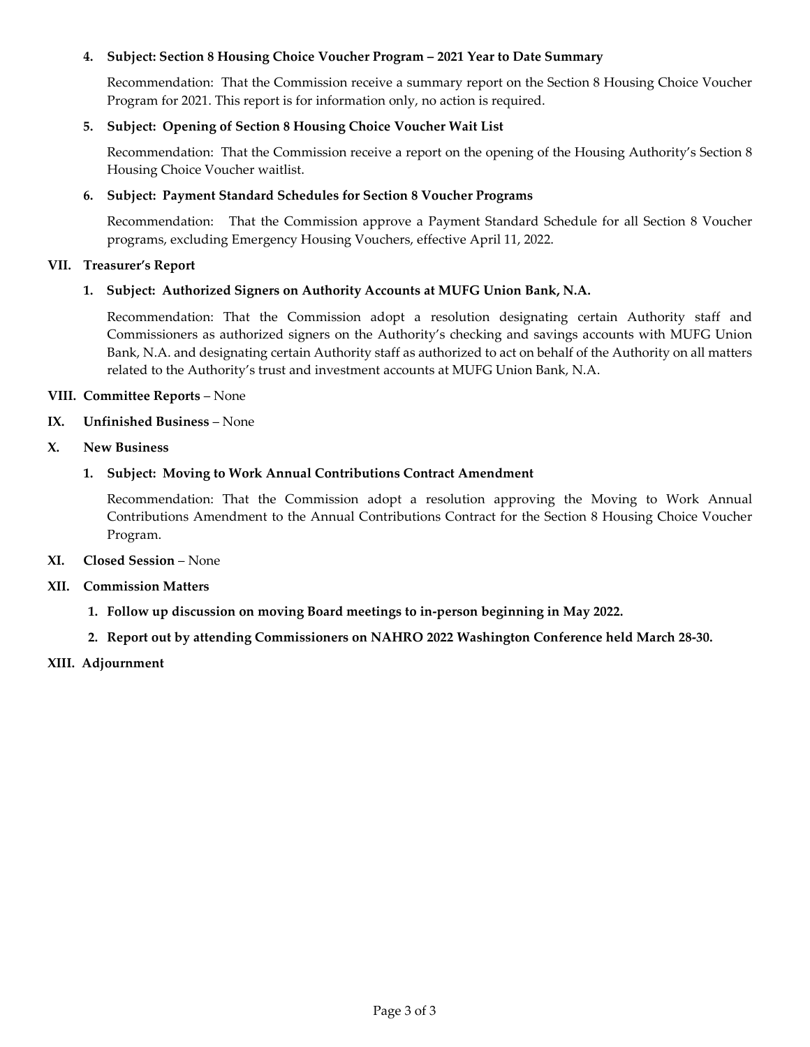4. **Subject: Section 8 Housing Choice Voucher Program – 2021 Year to Date Summary**

   Recommendation: That the Commission receive a summary report on the Section 8 Housing Choice Voucher Program for 2021. This report is for information only, no action is required.

5. **Subject: Opening of Section 8 Housing Choice Voucher Wait List**

   Recommendation: That the Commission receive a report on the opening of the Housing Authority's Section 8 Housing Choice Voucher waitlist.

6. **Subject: Payment Standard Schedules for Section 8 Voucher Programs**

   Recommendation: That the Commission approve a Payment Standard Schedule for all Section 8 Voucher programs, excluding Emergency Housing Vouchers, effective April 11, 2022.

**VII. Treasurer's Report**

1. **Subject: Authorized Signers on Authority Accounts at MUFG Union Bank, N.A.**

   Recommendation: That the Commission adopt a resolution designating certain Authority staff and Commissioners as authorized signers on the Authority's checking and savings accounts with MUFG Union Bank, N.A. and designating certain Authority staff as authorized to act on behalf of the Authority on all matters related to the Authority's trust and investment accounts at MUFG Union Bank, N.A.

**VIII. Committee Reports** – None

**IX. Unfinished Business** – None

**X. New Business**

1. **Subject: Moving to Work Annual Contributions Contract Amendment**

   Recommendation: That the Commission adopt a resolution approving the Moving to Work Annual Contributions Amendment to the Annual Contributions Contract for the Section 8 Housing Choice Voucher Program.

**XI. Closed Session** – None

**XII. Commission Matters**

1. **Follow up discussion on moving Board meetings to in-person beginning in May 2022.**
2. **Report out by attending Commissioners on NAHRO 2022 Washington Conference held March 28-30.**

**XIII. Adjournment**